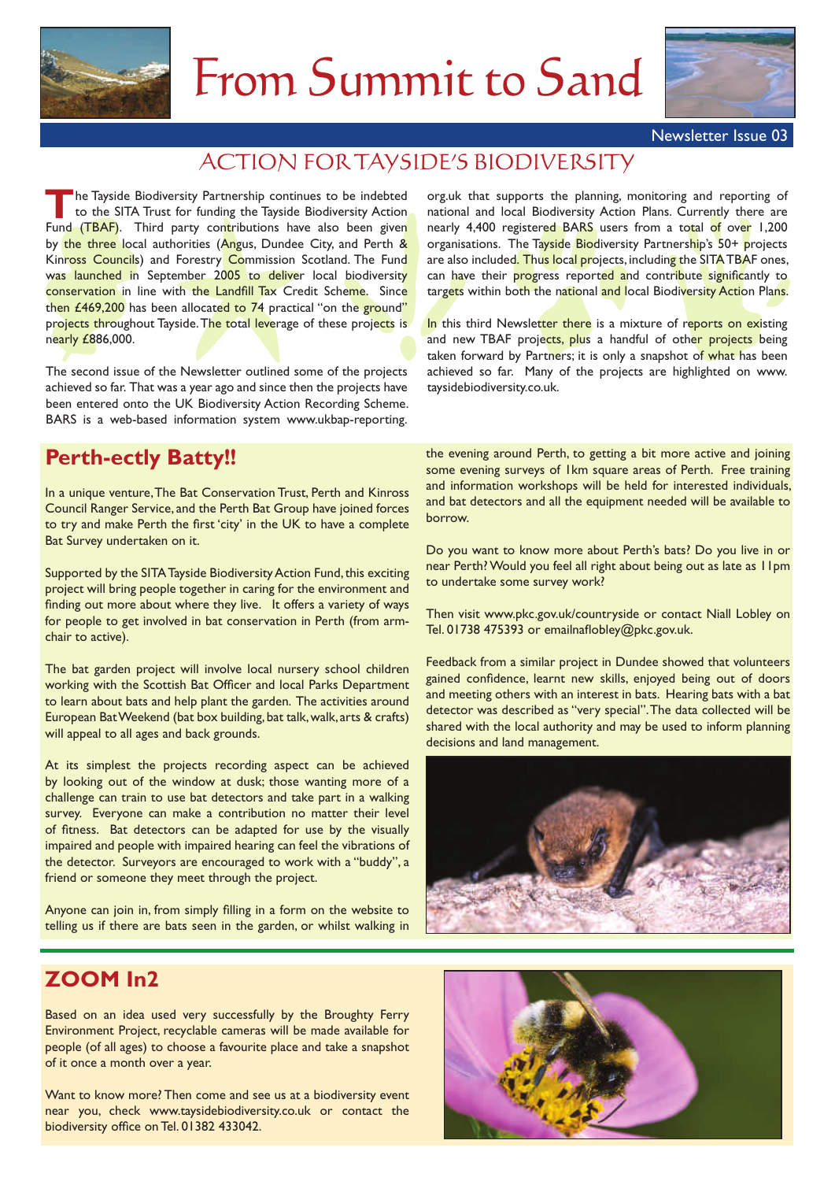# From Summit to Sand

Newsletter Issue 03

## ACTION FOR TAYSIDE'S BIODIVERSITY

The Tayside Biodiversity Partnership continues to be indebted to the SITA Trust for funding the Tayside Biodiversity Action Fund (TBAF). Third party contributions have also been given by the three local authorities (Angus, Dundee City, and Perth & Kinross Councils) and Forestry Commission Scotland. The Fund was launched in September 2005 to deliver local biodiversity conservation in line with the Landfill Tax Credit Scheme. Since then £469,200 has been allocated to 74 practical "on the ground" projects throughout Tayside. The total leverage of these projects is nearly £886,000.

The second issue of the Newsletter outlined some of the projects achieved so far. That was a year ago and since then the projects have been entered onto the UK Biodiversity Action Recording Scheme. BARS is a web-based information system www.ukbap-reporting.org.uk that supports the planning, monitoring and reporting of national and local Biodiversity Action Plans. Currently there are nearly 4,400 registered BARS users from a total of over 1,200 organisations. The Tayside Biodiversity Partnership's 50+ projects are also included. Thus local projects, including the SITA TBAF ones, can have their progress reported and contribute significantly to targets within both the national and local Biodiversity Action Plans.

In this third Newsletter there is a mixture of reports on existing and new TBAF projects, plus a handful of other projects being taken forward by Partners; it is only a snapshot of what has been achieved so far. Many of the projects are highlighted on www.taysidebiodiversity.co.uk.

## Perth-ectly Batty!!

In a unique venture, The Bat Conservation Trust, Perth and Kinross Council Ranger Service, and the Perth Bat Group have joined forces to try and make Perth the first 'city' in the UK to have a complete Bat Survey undertaken on it.

Supported by the SITA Tayside Biodiversity Action Fund, this exciting project will bring people together in caring for the environment and finding out more about where they live. It offers a variety of ways for people to get involved in bat conservation in Perth (from arm-chair to active).

The bat garden project will involve local nursery school children working with the Scottish Bat Officer and local Parks Department to learn about bats and help plant the garden. The activities around European Bat Weekend (bat box building, bat talk, walk, arts & crafts) will appeal to all ages and back grounds.

At its simplest the projects recording aspect can be achieved by looking out of the window at dusk; those wanting more of a challenge can train to use bat detectors and take part in a walking survey. Everyone can make a contribution no matter their level of fitness. Bat detectors can be adapted for use by the visually impaired and people with impaired hearing can feel the vibrations of the detector. Surveyors are encouraged to work with a "buddy", a friend or someone they meet through the project.

Anyone can join in, from simply filling in a form on the website to telling us if there are bats seen in the garden, or whilst walking in the evening around Perth, to getting a bit more active and joining some evening surveys of 1km square areas of Perth. Free training and information workshops will be held for interested individuals, and bat detectors and all the equipment needed will be available to borrow.

Do you want to know more about Perth's bats? Do you live in or near Perth? Would you feel all right about being out as late as 11pm to undertake some survey work?

Then visit www.pkc.gov.uk/countryside or contact Niall Lobley on Tel. 01738 475393 or emailnaflobley@pkc.gov.uk.

Feedback from a similar project in Dundee showed that volunteers gained confidence, learnt new skills, enjoyed being out of doors and meeting others with an interest in bats. Hearing bats with a bat detector was described as "very special". The data collected will be shared with the local authority and may be used to inform planning decisions and land management.

## ZOOM In2

Based on an idea used very successfully by the Broughty Ferry Environment Project, recyclable cameras will be made available for people (of all ages) to choose a favourite place and take a snapshot of it once a month over a year.

Want to know more? Then come and see us at a biodiversity event near you, check www.taysidebiodiversity.co.uk or contact the biodiversity office on Tel. 01382 433042.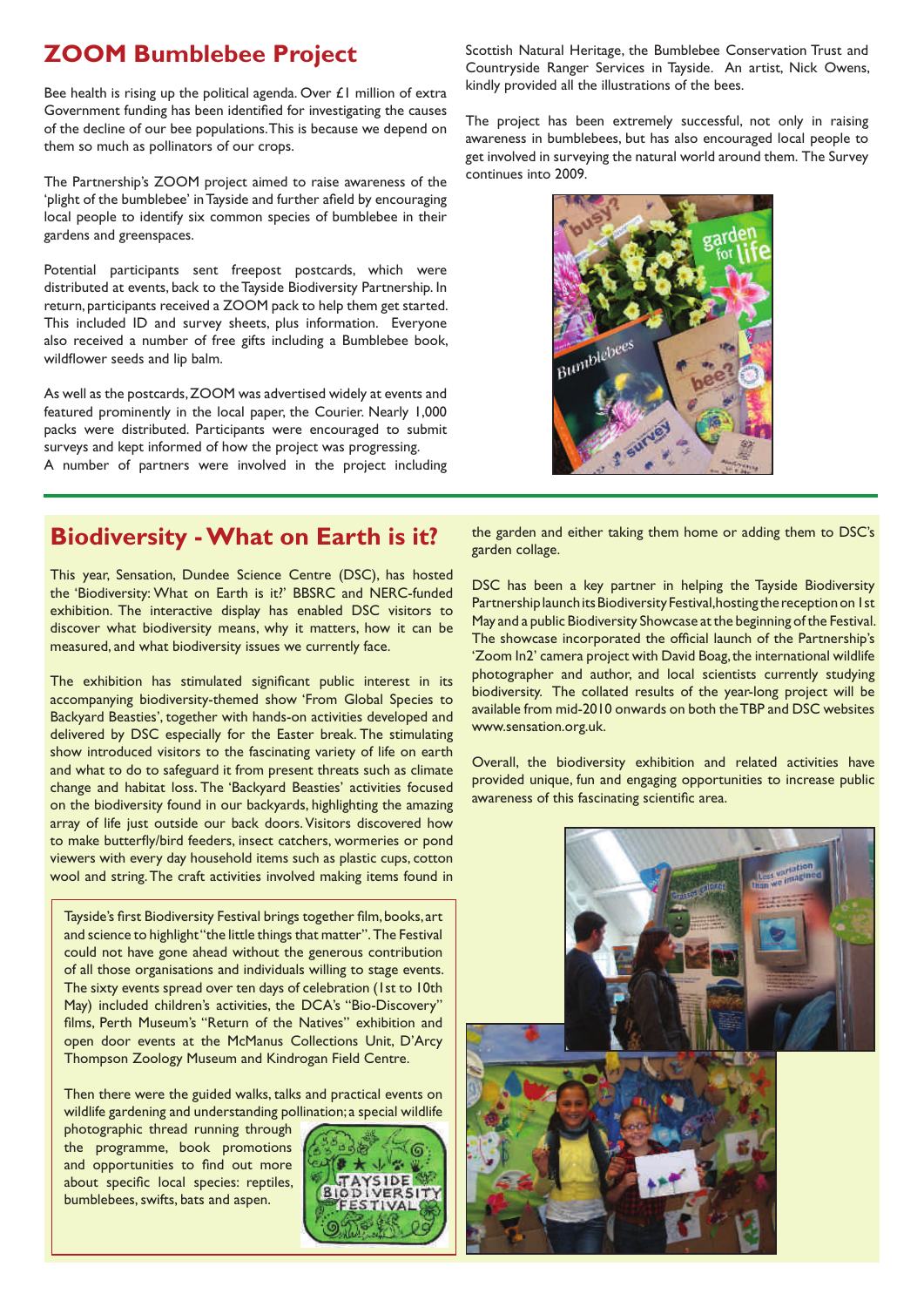## ZOOM Bumblebee Project

Bee health is rising up the political agenda. Over £1 million of extra Government funding has been identified for investigating the causes of the decline of our bee populations. This is because we depend on them so much as pollinators of our crops.

The Partnership's ZOOM project aimed to raise awareness of the 'plight of the bumblebee' in Tayside and further afield by encouraging local people to identify six common species of bumblebee in their gardens and greenspaces.

Potential participants sent freepost postcards, which were distributed at events, back to the Tayside Biodiversity Partnership. In return, participants received a ZOOM pack to help them get started. This included ID and survey sheets, plus information. Everyone also received a number of free gifts including a Bumblebee book, wildflower seeds and lip balm.

As well as the postcards, ZOOM was advertised widely at events and featured prominently in the local paper, the Courier. Nearly 1,000 packs were distributed. Participants were encouraged to submit surveys and kept informed of how the project was progressing.

A number of partners were involved in the project including Scottish Natural Heritage, the Bumblebee Conservation Trust and Countryside Ranger Services in Tayside. An artist, Nick Owens, kindly provided all the illustrations of the bees.

The project has been extremely successful, not only in raising awareness in bumblebees, but has also encouraged local people to get involved in surveying the natural world around them. The Survey continues into 2009.

## Biodiversity - What on Earth is it?

This year, Sensation, Dundee Science Centre (DSC), has hosted the 'Biodiversity: What on Earth is it?' BBSRC and NERC-funded exhibition. The interactive display has enabled DSC visitors to discover what biodiversity means, why it matters, how it can be measured, and what biodiversity issues we currently face.

The exhibition has stimulated significant public interest in its accompanying biodiversity-themed show 'From Global Species to Backyard Beasties', together with hands-on activities developed and delivered by DSC especially for the Easter break. The stimulating show introduced visitors to the fascinating variety of life on earth and what to do to safeguard it from present threats such as climate change and habitat loss. The 'Backyard Beasties' activities focused on the biodiversity found in our backyards, highlighting the amazing array of life just outside our back doors. Visitors discovered how to make butterfly/bird feeders, insect catchers, wormeries or pond viewers with every day household items such as plastic cups, cotton wool and string. The craft activities involved making items found in the garden and either taking them home or adding them to DSC's garden collage.

DSC has been a key partner in helping the Tayside Biodiversity Partnership launch its Biodiversity Festival, hosting the reception on 1st May and a public Biodiversity Showcase at the beginning of the Festival. The showcase incorporated the official launch of the Partnership's 'Zoom In2' camera project with David Boag, the international wildlife photographer and author, and local scientists currently studying biodiversity. The collated results of the year-long project will be available from mid-2010 onwards on both the TBP and DSC websites www.sensation.org.uk.

Overall, the biodiversity exhibition and related activities have provided unique, fun and engaging opportunities to increase public awareness of this fascinating scientific area.

Tayside's first Biodiversity Festival brings together film, books, art and science to highlight "the little things that matter". The Festival could not have gone ahead without the generous contribution of all those organisations and individuals willing to stage events. The sixty events spread over ten days of celebration (1st to 10th May) included children's activities, the DCA's "Bio-Discovery" films, Perth Museum's "Return of the Natives" exhibition and open door events at the McManus Collections Unit, D'Arcy Thompson Zoology Museum and Kindrogan Field Centre.

Then there were the guided walks, talks and practical events on wildlife gardening and understanding pollination; a special wildlife photographic thread running through the programme, book promotions and opportunities to find out more about specific local species: reptiles, bumblebees, swifts, bats and aspen.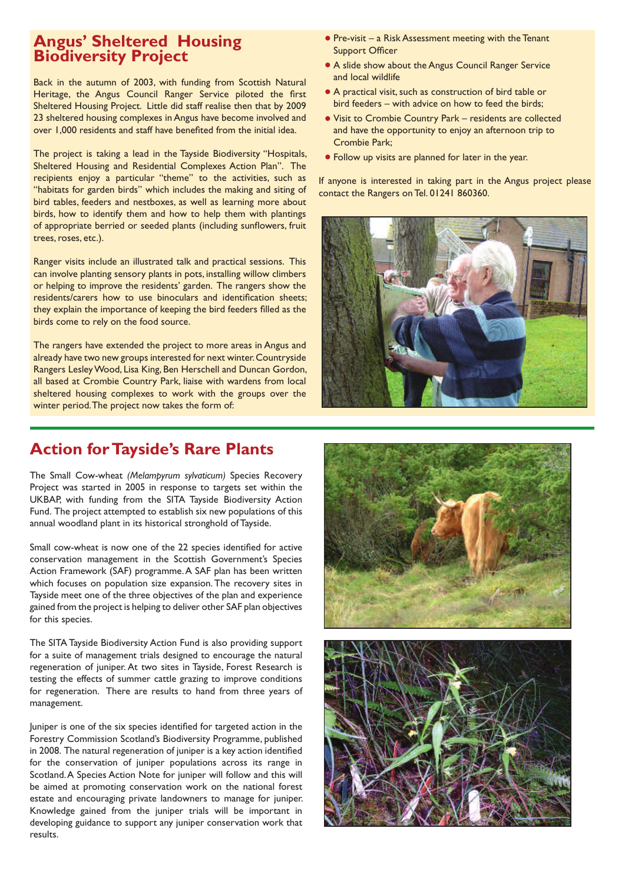## Angus' Sheltered Housing Biodiversity Project

Back in the autumn of 2003, with funding from Scottish Natural Heritage, the Angus Council Ranger Service piloted the first Sheltered Housing Project. Little did staff realise then that by 2009 23 sheltered housing complexes in Angus have become involved and over 1,000 residents and staff have benefited from the initial idea.

The project is taking a lead in the Tayside Biodiversity "Hospitals, Sheltered Housing and Residential Complexes Action Plan". The recipients enjoy a particular "theme" to the activities, such as "habitats for garden birds" which includes the making and siting of bird tables, feeders and nestboxes, as well as learning more about birds, how to identify them and how to help them with plantings of appropriate berried or seeded plants (including sunflowers, fruit trees, roses, etc.).

Ranger visits include an illustrated talk and practical sessions. This can involve planting sensory plants in pots, installing willow climbers or helping to improve the residents' garden. The rangers show the residents/carers how to use binoculars and identification sheets; they explain the importance of keeping the bird feeders filled as the birds come to rely on the food source.

The rangers have extended the project to more areas in Angus and already have two new groups interested for next winter. Countryside Rangers Lesley Wood, Lisa King, Ben Herschell and Duncan Gordon, all based at Crombie Country Park, liaise with wardens from local sheltered housing complexes to work with the groups over the winter period. The project now takes the form of:

- Pre-visit – a Risk Assessment meeting with the Tenant Support Officer
- A slide show about the Angus Council Ranger Service and local wildlife
- A practical visit, such as construction of bird table or bird feeders – with advice on how to feed the birds;
- Visit to Crombie Country Park – residents are collected and have the opportunity to enjoy an afternoon trip to Crombie Park;
- Follow up visits are planned for later in the year.

If anyone is interested in taking part in the Angus project please contact the Rangers on Tel. 01241 860360.

## Action for Tayside's Rare Plants

The Small Cow-wheat *(Melampyrum sylvaticum)* Species Recovery Project was started in 2005 in response to targets set within the UKBAP, with funding from the SITA Tayside Biodiversity Action Fund. The project attempted to establish six new populations of this annual woodland plant in its historical stronghold of Tayside.

Small cow-wheat is now one of the 22 species identified for active conservation management in the Scottish Government's Species Action Framework (SAF) programme. A SAF plan has been written which focuses on population size expansion. The recovery sites in Tayside meet one of the three objectives of the plan and experience gained from the project is helping to deliver other SAF plan objectives for this species.

The SITA Tayside Biodiversity Action Fund is also providing support for a suite of management trials designed to encourage the natural regeneration of juniper. At two sites in Tayside, Forest Research is testing the effects of summer cattle grazing to improve conditions for regeneration. There are results to hand from three years of management.

Juniper is one of the six species identified for targeted action in the Forestry Commission Scotland's Biodiversity Programme, published in 2008. The natural regeneration of juniper is a key action identified for the conservation of juniper populations across its range in Scotland. A Species Action Note for juniper will follow and this will be aimed at promoting conservation work on the national forest estate and encouraging private landowners to manage for juniper. Knowledge gained from the juniper trials will be important in developing guidance to support any juniper conservation work that results.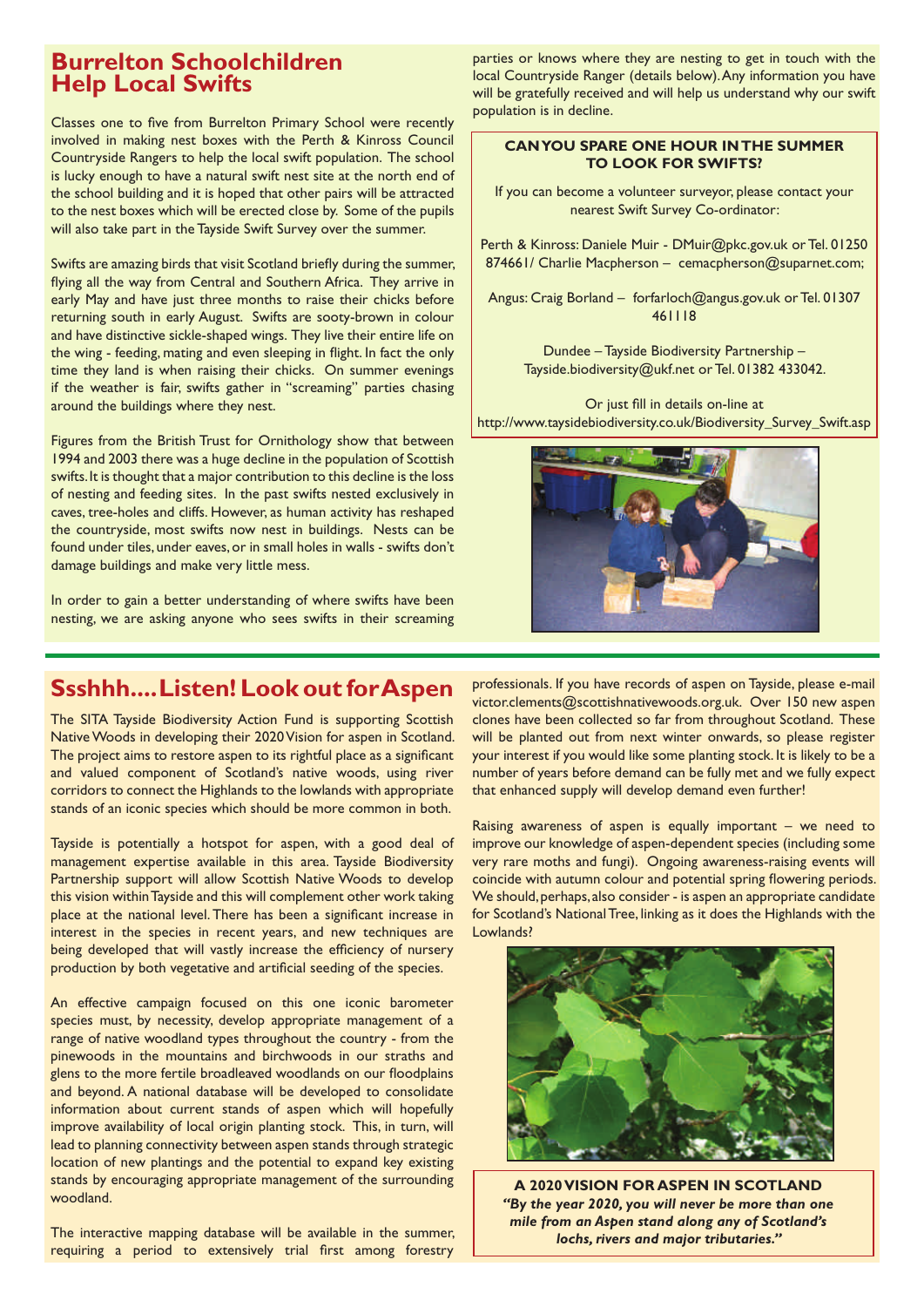## Burrelton Schoolchildren Help Local Swifts

Classes one to five from Burrelton Primary School were recently involved in making nest boxes with the Perth & Kinross Council Countryside Rangers to help the local swift population. The school is lucky enough to have a natural swift nest site at the north end of the school building and it is hoped that other pairs will be attracted to the nest boxes which will be erected close by. Some of the pupils will also take part in the Tayside Swift Survey over the summer.

Swifts are amazing birds that visit Scotland briefly during the summer, flying all the way from Central and Southern Africa. They arrive in early May and have just three months to raise their chicks before returning south in early August. Swifts are sooty-brown in colour and have distinctive sickle-shaped wings. They live their entire life on the wing - feeding, mating and even sleeping in flight. In fact the only time they land is when raising their chicks. On summer evenings if the weather is fair, swifts gather in "screaming" parties chasing around the buildings where they nest.

Figures from the British Trust for Ornithology show that between 1994 and 2003 there was a huge decline in the population of Scottish swifts. It is thought that a major contribution to this decline is the loss of nesting and feeding sites. In the past swifts nested exclusively in caves, tree-holes and cliffs. However, as human activity has reshaped the countryside, most swifts now nest in buildings. Nests can be found under tiles, under eaves, or in small holes in walls - swifts don't damage buildings and make very little mess.

In order to gain a better understanding of where swifts have been nesting, we are asking anyone who sees swifts in their screaming parties or knows where they are nesting to get in touch with the local Countryside Ranger (details below). Any information you have will be gratefully received and will help us understand why our swift population is in decline.

**CAN YOU SPARE ONE HOUR IN THE SUMMER TO LOOK FOR SWIFTS?**

If you can become a volunteer surveyor, please contact your nearest Swift Survey Co-ordinator:

Perth & Kinross: Daniele Muir - DMuir@pkc.gov.uk or Tel. 01250 874661/ Charlie Macpherson – cemacpherson@suparnet.com;

Angus: Craig Borland – forfarloch@angus.gov.uk or Tel. 01307 461118

Dundee – Tayside Biodiversity Partnership – Tayside.biodiversity@ukf.net or Tel. 01382 433042.

Or just fill in details on-line at http://www.taysidebiodiversity.co.uk/Biodiversity_Survey_Swift.asp

## Ssshhh.... Listen! Look out for Aspen

The SITA Tayside Biodiversity Action Fund is supporting Scottish Native Woods in developing their 2020 Vision for aspen in Scotland. The project aims to restore aspen to its rightful place as a significant and valued component of Scotland's native woods, using river corridors to connect the Highlands to the lowlands with appropriate stands of an iconic species which should be more common in both.

Tayside is potentially a hotspot for aspen, with a good deal of management expertise available in this area. Tayside Biodiversity Partnership support will allow Scottish Native Woods to develop this vision within Tayside and this will complement other work taking place at the national level. There has been a significant increase in interest in the species in recent years, and new techniques are being developed that will vastly increase the efficiency of nursery production by both vegetative and artificial seeding of the species.

An effective campaign focused on this one iconic barometer species must, by necessity, develop appropriate management of a range of native woodland types throughout the country - from the pinewoods in the mountains and birchwoods in our straths and glens to the more fertile broadleaved woodlands on our floodplains and beyond. A national database will be developed to consolidate information about current stands of aspen which will hopefully improve availability of local origin planting stock. This, in turn, will lead to planning connectivity between aspen stands through strategic location of new plantings and the potential to expand key existing stands by encouraging appropriate management of the surrounding woodland.

The interactive mapping database will be available in the summer, requiring a period to extensively trial first among forestry professionals. If you have records of aspen on Tayside, please e-mail victor.clements@scottishnativewoods.org.uk. Over 150 new aspen clones have been collected so far from throughout Scotland. These will be planted out from next winter onwards, so please register your interest if you would like some planting stock. It is likely to be a number of years before demand can be fully met and we fully expect that enhanced supply will develop demand even further!

Raising awareness of aspen is equally important – we need to improve our knowledge of aspen-dependent species (including some very rare moths and fungi). Ongoing awareness-raising events will coincide with autumn colour and potential spring flowering periods. We should, perhaps, also consider - is aspen an appropriate candidate for Scotland's National Tree, linking as it does the Highlands with the Lowlands?

**A 2020 VISION FOR ASPEN IN SCOTLAND**

***"By the year 2020, you will never be more than one mile from an Aspen stand along any of Scotland's lochs, rivers and major tributaries."***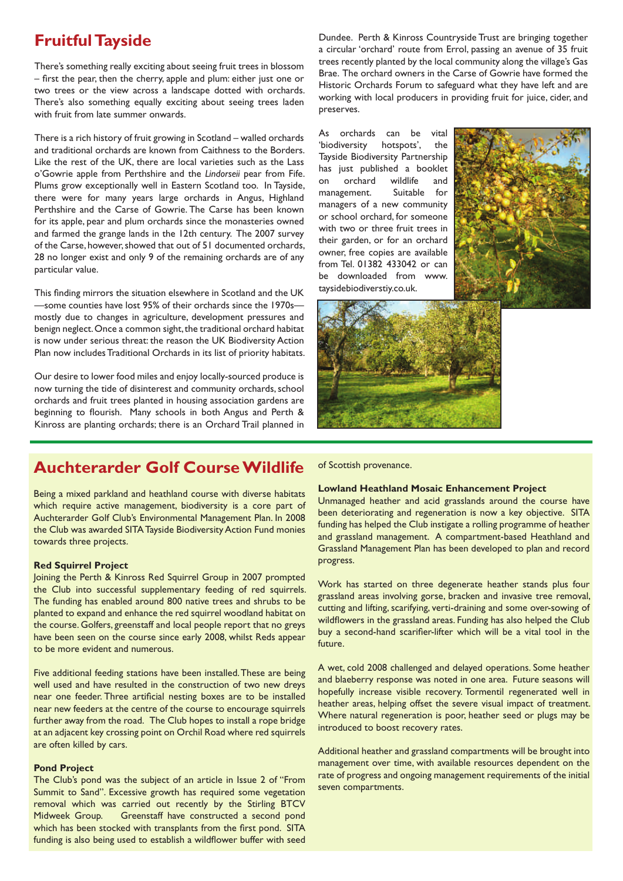## Fruitful Tayside

There's something really exciting about seeing fruit trees in blossom – first the pear, then the cherry, apple and plum: either just one or two trees or the view across a landscape dotted with orchards. There's also something equally exciting about seeing trees laden with fruit from late summer onwards.

There is a rich history of fruit growing in Scotland – walled orchards and traditional orchards are known from Caithness to the Borders. Like the rest of the UK, there are local varieties such as the Lass o'Gowrie apple from Perthshire and the *Lindorseii* pear from Fife. Plums grow exceptionally well in Eastern Scotland too. In Tayside, there were for many years large orchards in Angus, Highland Perthshire and the Carse of Gowrie. The Carse has been known for its apple, pear and plum orchards since the monasteries owned and farmed the grange lands in the 12th century. The 2007 survey of the Carse, however, showed that out of 51 documented orchards, 28 no longer exist and only 9 of the remaining orchards are of any particular value.

This finding mirrors the situation elsewhere in Scotland and the UK —some counties have lost 95% of their orchards since the 1970s— mostly due to changes in agriculture, development pressures and benign neglect. Once a common sight, the traditional orchard habitat is now under serious threat: the reason the UK Biodiversity Action Plan now includes Traditional Orchards in its list of priority habitats.

Our desire to lower food miles and enjoy locally-sourced produce is now turning the tide of disinterest and community orchards, school orchards and fruit trees planted in housing association gardens are beginning to flourish. Many schools in both Angus and Perth & Kinross are planting orchards; there is an Orchard Trail planned in Dundee. Perth & Kinross Countryside Trust are bringing together a circular 'orchard' route from Errol, passing an avenue of 35 fruit trees recently planted by the local community along the village's Gas Brae. The orchard owners in the Carse of Gowrie have formed the Historic Orchards Forum to safeguard what they have left and are working with local producers in providing fruit for juice, cider, and preserves.

As orchards can be vital 'biodiversity hotspots', the Tayside Biodiversity Partnership has just published a booklet on orchard wildlife and management. Suitable for managers of a new community or school orchard, for someone with two or three fruit trees in their garden, or for an orchard owner, free copies are available from Tel. 01382 433042 or can be downloaded from www.taysidebiodiverstiy.co.uk.

## Auchterarder Golf Course Wildlife

Being a mixed parkland and heathland course with diverse habitats which require active management, biodiversity is a core part of Auchterarder Golf Club's Environmental Management Plan. In 2008 the Club was awarded SITA Tayside Biodiversity Action Fund monies towards three projects.

### Red Squirrel Project

Joining the Perth & Kinross Red Squirrel Group in 2007 prompted the Club into successful supplementary feeding of red squirrels. The funding has enabled around 800 native trees and shrubs to be planted to expand and enhance the red squirrel woodland habitat on the course. Golfers, greenstaff and local people report that no greys have been seen on the course since early 2008, whilst Reds appear to be more evident and numerous.

Five additional feeding stations have been installed. These are being well used and have resulted in the construction of two new dreys near one feeder. Three artificial nesting boxes are to be installed near new feeders at the centre of the course to encourage squirrels further away from the road. The Club hopes to install a rope bridge at an adjacent key crossing point on Orchil Road where red squirrels are often killed by cars.

### Pond Project

The Club's pond was the subject of an article in Issue 2 of "From Summit to Sand". Excessive growth has required some vegetation removal which was carried out recently by the Stirling BTCV Midweek Group. Greenstaff have constructed a second pond which has been stocked with transplants from the first pond. SITA funding is also being used to establish a wildflower buffer with seed of Scottish provenance.

### Lowland Heathland Mosaic Enhancement Project

Unmanaged heather and acid grasslands around the course have been deteriorating and regeneration is now a key objective. SITA funding has helped the Club instigate a rolling programme of heather and grassland management. A compartment-based Heathland and Grassland Management Plan has been developed to plan and record progress.

Work has started on three degenerate heather stands plus four grassland areas involving gorse, bracken and invasive tree removal, cutting and lifting, scarifying, verti-draining and some over-sowing of wildflowers in the grassland areas. Funding has also helped the Club buy a second-hand scarifier-lifter which will be a vital tool in the future.

A wet, cold 2008 challenged and delayed operations. Some heather and blaeberry response was noted in one area. Future seasons will hopefully increase visible recovery. Tormentil regenerated well in heather areas, helping offset the severe visual impact of treatment. Where natural regeneration is poor, heather seed or plugs may be introduced to boost recovery rates.

Additional heather and grassland compartments will be brought into management over time, with available resources dependent on the rate of progress and ongoing management requirements of the initial seven compartments.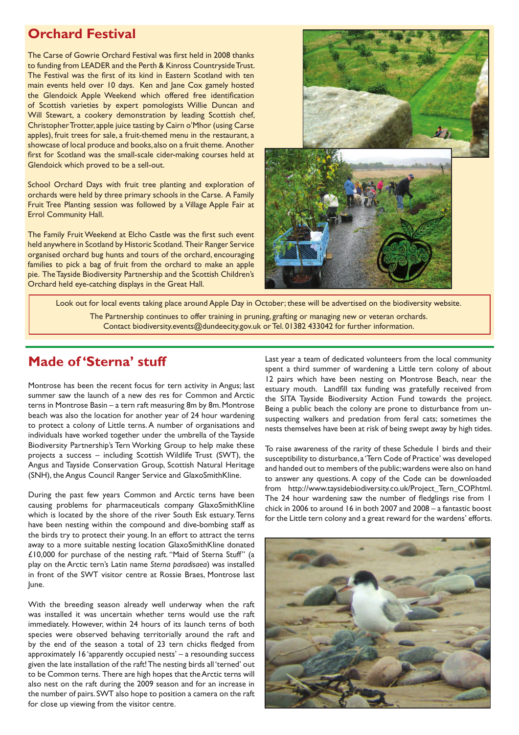## Orchard Festival

The Carse of Gowrie Orchard Festival was first held in 2008 thanks to funding from LEADER and the Perth & Kinross Countryside Trust. The Festival was the first of its kind in Eastern Scotland with ten main events held over 10 days. Ken and Jane Cox gamely hosted the Glendoick Apple Weekend which offered free identification of Scottish varieties by expert pomologists Willie Duncan and Will Stewart, a cookery demonstration by leading Scottish chef, Christopher Trotter, apple juice tasting by Cairn o'Mhor (using Carse apples), fruit trees for sale, a fruit-themed menu in the restaurant, a showcase of local produce and books, also on a fruit theme. Another first for Scotland was the small-scale cider-making courses held at Glendoick which proved to be a sell-out.

School Orchard Days with fruit tree planting and exploration of orchards were held by three primary schools in the Carse. A Family Fruit Tree Planting session was followed by a Village Apple Fair at Errol Community Hall.

The Family Fruit Weekend at Elcho Castle was the first such event held anywhere in Scotland by Historic Scotland. Their Ranger Service organised orchard bug hunts and tours of the orchard, encouraging families to pick a bag of fruit from the orchard to make an apple pie. The Tayside Biodiversity Partnership and the Scottish Children's Orchard held eye-catching displays in the Great Hall.

Look out for local events taking place around Apple Day in October; these will be advertised on the biodiversity website.

The Partnership continues to offer training in pruning, grafting or managing new or veteran orchards. Contact biodiversity.events@dundeecity.gov.uk or Tel. 01382 433042 for further information.

## Made of 'Sterna' stuff

Montrose has been the recent focus for tern activity in Angus; last summer saw the launch of a new des res for Common and Arctic terns in Montrose Basin – a tern raft measuring 8m by 8m. Montrose beach was also the location for another year of 24 hour wardening to protect a colony of Little terns. A number of organisations and individuals have worked together under the umbrella of the Tayside Biodiversity Partnership's Tern Working Group to help make these projects a success – including Scottish Wildlife Trust (SWT), the Angus and Tayside Conservation Group, Scottish Natural Heritage (SNH), the Angus Council Ranger Service and GlaxoSmithKline.

During the past few years Common and Arctic terns have been causing problems for pharmaceuticals company GlaxoSmithKline which is located by the shore of the river South Esk estuary. Terns have been nesting within the compound and dive-bombing staff as the birds try to protect their young. In an effort to attract the terns away to a more suitable nesting location GlaxoSmithKline donated £10,000 for purchase of the nesting raft. "Maid of Sterna Stuff" (a play on the Arctic tern's Latin name *Sterna paradisaea*) was installed in front of the SWT visitor centre at Rossie Braes, Montrose last June.

With the breeding season already well underway when the raft was installed it was uncertain whether terns would use the raft immediately. However, within 24 hours of its launch terns of both species were observed behaving territorially around the raft and by the end of the season a total of 23 tern chicks fledged from approximately 16 'apparently occupied nests' – a resounding success given the late installation of the raft! The nesting birds all 'terned' out to be Common terns. There are high hopes that the Arctic terns will also nest on the raft during the 2009 season and for an increase in the number of pairs. SWT also hope to position a camera on the raft for close up viewing from the visitor centre.

Last year a team of dedicated volunteers from the local community spent a third summer of wardening a Little tern colony of about 12 pairs which have been nesting on Montrose Beach, near the estuary mouth. Landfill tax funding was gratefully received from the SITA Tayside Biodiversity Action Fund towards the project. Being a public beach the colony are prone to disturbance from unsuspecting walkers and predation from feral cats; sometimes the nests themselves have been at risk of being swept away by high tides.

To raise awareness of the rarity of these Schedule 1 birds and their susceptibility to disturbance, a 'Tern Code of Practice' was developed and handed out to members of the public; wardens were also on hand to answer any questions. A copy of the Code can be downloaded from http://www.taysidebiodiversity.co.uk/Project_Tern_COP.html. The 24 hour wardening saw the number of fledglings rise from 1 chick in 2006 to around 16 in both 2007 and 2008 – a fantastic boost for the Little tern colony and a great reward for the wardens' efforts.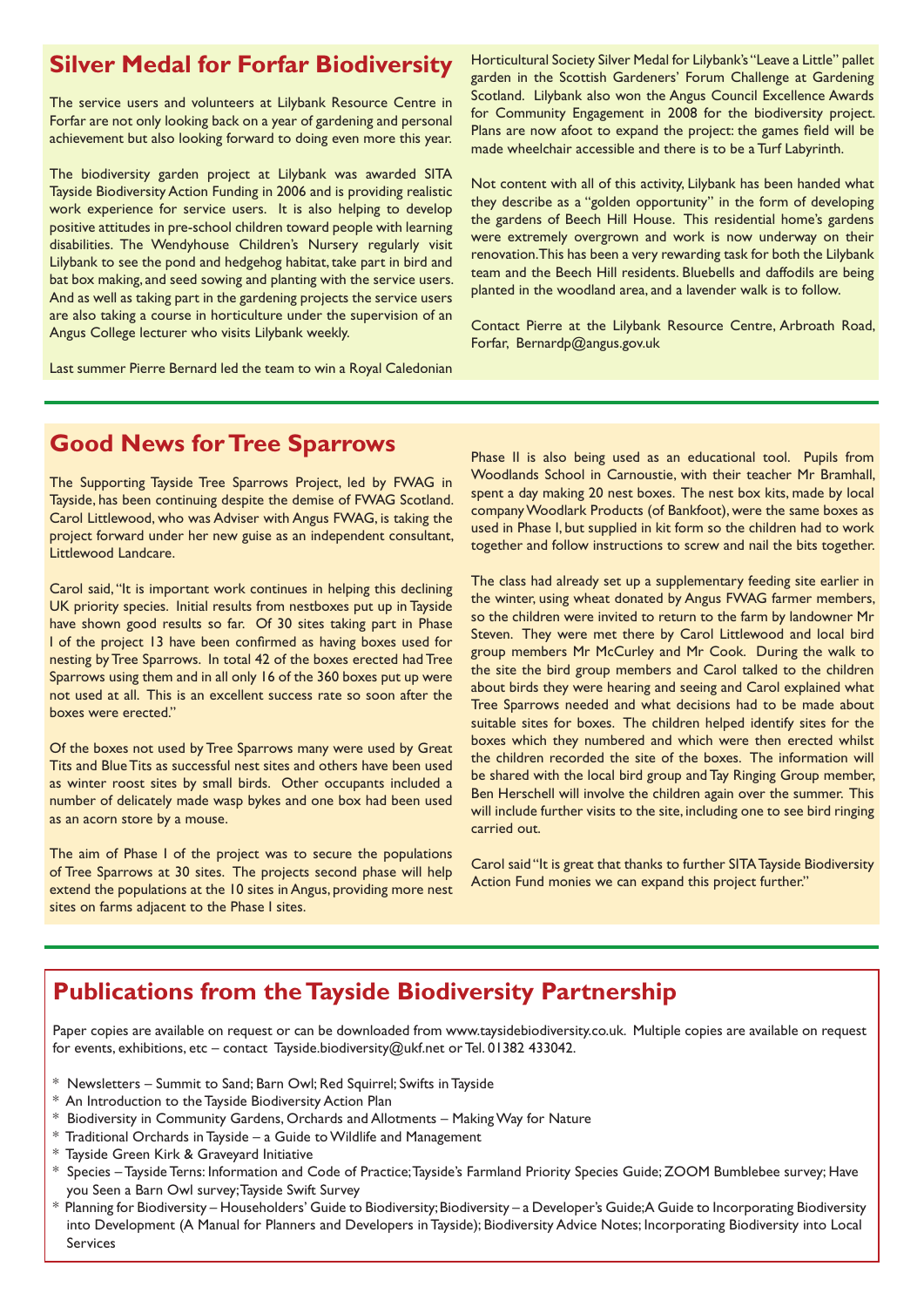## Silver Medal for Forfar Biodiversity

The service users and volunteers at Lilybank Resource Centre in Forfar are not only looking back on a year of gardening and personal achievement but also looking forward to doing even more this year.

The biodiversity garden project at Lilybank was awarded SITA Tayside Biodiversity Action Funding in 2006 and is providing realistic work experience for service users. It is also helping to develop positive attitudes in pre-school children toward people with learning disabilities. The Wendyhouse Children's Nursery regularly visit Lilybank to see the pond and hedgehog habitat, take part in bird and bat box making, and seed sowing and planting with the service users. And as well as taking part in the gardening projects the service users are also taking a course in horticulture under the supervision of an Angus College lecturer who visits Lilybank weekly.

Last summer Pierre Bernard led the team to win a Royal Caledonian Horticultural Society Silver Medal for Lilybank's "Leave a Little" pallet garden in the Scottish Gardeners' Forum Challenge at Gardening Scotland. Lilybank also won the Angus Council Excellence Awards for Community Engagement in 2008 for the biodiversity project. Plans are now afoot to expand the project: the games field will be made wheelchair accessible and there is to be a Turf Labyrinth.

Not content with all of this activity, Lilybank has been handed what they describe as a "golden opportunity" in the form of developing the gardens of Beech Hill House. This residential home's gardens were extremely overgrown and work is now underway on their renovation. This has been a very rewarding task for both the Lilybank team and the Beech Hill residents. Bluebells and daffodils are being planted in the woodland area, and a lavender walk is to follow.

Contact Pierre at the Lilybank Resource Centre, Arbroath Road, Forfar, Bernardp@angus.gov.uk

## Good News for Tree Sparrows

The Supporting Tayside Tree Sparrows Project, led by FWAG in Tayside, has been continuing despite the demise of FWAG Scotland. Carol Littlewood, who was Adviser with Angus FWAG, is taking the project forward under her new guise as an independent consultant, Littlewood Landcare.

Carol said, "It is important work continues in helping this declining UK priority species. Initial results from nestboxes put up in Tayside have shown good results so far. Of 30 sites taking part in Phase I of the project 13 have been confirmed as having boxes used for nesting by Tree Sparrows. In total 42 of the boxes erected had Tree Sparrows using them and in all only 16 of the 360 boxes put up were not used at all. This is an excellent success rate so soon after the boxes were erected."

Of the boxes not used by Tree Sparrows many were used by Great Tits and Blue Tits as successful nest sites and others have been used as winter roost sites by small birds. Other occupants included a number of delicately made wasp bykes and one box had been used as an acorn store by a mouse.

The aim of Phase I of the project was to secure the populations of Tree Sparrows at 30 sites. The projects second phase will help extend the populations at the 10 sites in Angus, providing more nest sites on farms adjacent to the Phase I sites.

Phase II is also being used as an educational tool. Pupils from Woodlands School in Carnoustie, with their teacher Mr Bramhall, spent a day making 20 nest boxes. The nest box kits, made by local company Woodlark Products (of Bankfoot), were the same boxes as used in Phase I, but supplied in kit form so the children had to work together and follow instructions to screw and nail the bits together.

The class had already set up a supplementary feeding site earlier in the winter, using wheat donated by Angus FWAG farmer members, so the children were invited to return to the farm by landowner Mr Steven. They were met there by Carol Littlewood and local bird group members Mr McCurley and Mr Cook. During the walk to the site the bird group members and Carol talked to the children about birds they were hearing and seeing and Carol explained what Tree Sparrows needed and what decisions had to be made about suitable sites for boxes. The children helped identify sites for the boxes which they numbered and which were then erected whilst the children recorded the site of the boxes. The information will be shared with the local bird group and Tay Ringing Group member, Ben Herschell will involve the children again over the summer. This will include further visits to the site, including one to see bird ringing carried out.

Carol said "It is great that thanks to further SITA Tayside Biodiversity Action Fund monies we can expand this project further."

## Publications from the Tayside Biodiversity Partnership

Paper copies are available on request or can be downloaded from www.taysidebiodiversity.co.uk. Multiple copies are available on request for events, exhibitions, etc – contact Tayside.biodiversity@ukf.net or Tel. 01382 433042.

* Newsletters – Summit to Sand; Barn Owl; Red Squirrel; Swifts in Tayside
* An Introduction to the Tayside Biodiversity Action Plan
* Biodiversity in Community Gardens, Orchards and Allotments – Making Way for Nature
* Traditional Orchards in Tayside – a Guide to Wildlife and Management
* Tayside Green Kirk & Graveyard Initiative
* Species – Tayside Terns: Information and Code of Practice; Tayside's Farmland Priority Species Guide; ZOOM Bumblebee survey; Have you Seen a Barn Owl survey; Tayside Swift Survey
* Planning for Biodiversity – Householders' Guide to Biodiversity; Biodiversity – a Developer's Guide; A Guide to Incorporating Biodiversity into Development (A Manual for Planners and Developers in Tayside); Biodiversity Advice Notes; Incorporating Biodiversity into Local Services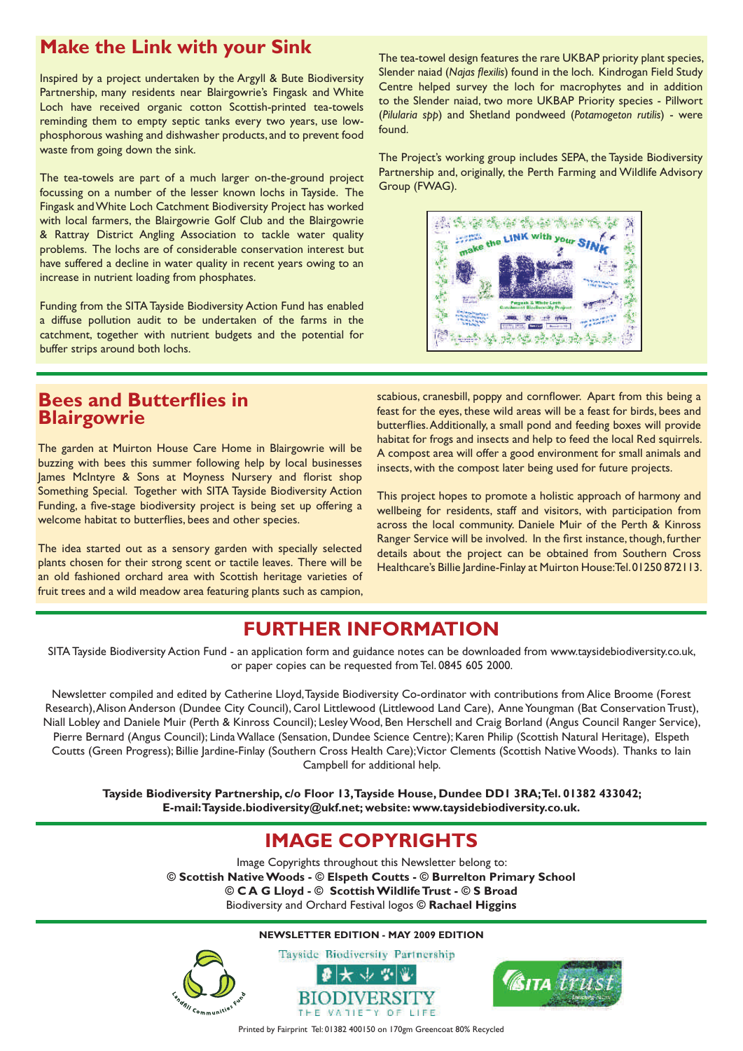## Make the Link with your Sink

Inspired by a project undertaken by the Argyll & Bute Biodiversity Partnership, many residents near Blairgowrie's Fingask and White Loch have received organic cotton Scottish-printed tea-towels reminding them to empty septic tanks every two years, use low-phosphorous washing and dishwasher products, and to prevent food waste from going down the sink.

The tea-towels are part of a much larger on-the-ground project focussing on a number of the lesser known lochs in Tayside. The Fingask and White Loch Catchment Biodiversity Project has worked with local farmers, the Blairgowrie Golf Club and the Blairgowrie & Rattray District Angling Association to tackle water quality problems. The lochs are of considerable conservation interest but have suffered a decline in water quality in recent years owing to an increase in nutrient loading from phosphates.

Funding from the SITA Tayside Biodiversity Action Fund has enabled a diffuse pollution audit to be undertaken of the farms in the catchment, together with nutrient budgets and the potential for buffer strips around both lochs.

The tea-towel design features the rare UKBAP priority plant species, Slender naiad (*Najas flexilis*) found in the loch. Kindrogan Field Study Centre helped survey the loch for macrophytes and in addition to the Slender naiad, two more UKBAP Priority species - Pillwort (*Pilularia spp*) and Shetland pondweed (*Potamogeton rutilis*) - were found.

The Project's working group includes SEPA, the Tayside Biodiversity Partnership and, originally, the Perth Farming and Wildlife Advisory Group (FWAG).

## Bees and Butterflies in Blairgowrie

The garden at Muirton House Care Home in Blairgowrie will be buzzing with bees this summer following help by local businesses James McIntyre & Sons at Moyness Nursery and florist shop Something Special. Together with SITA Tayside Biodiversity Action Funding, a five-stage biodiversity project is being set up offering a welcome habitat to butterflies, bees and other species.

The idea started out as a sensory garden with specially selected plants chosen for their strong scent or tactile leaves. There will be an old fashioned orchard area with Scottish heritage varieties of fruit trees and a wild meadow area featuring plants such as campion, scabious, cranesbill, poppy and cornflower. Apart from this being a feast for the eyes, these wild areas will be a feast for birds, bees and butterflies. Additionally, a small pond and feeding boxes will provide habitat for frogs and insects and help to feed the local Red squirrels. A compost area will offer a good environment for small animals and insects, with the compost later being used for future projects.

This project hopes to promote a holistic approach of harmony and wellbeing for residents, staff and visitors, with participation from across the local community. Daniele Muir of the Perth & Kinross Ranger Service will be involved. In the first instance, though, further details about the project can be obtained from Southern Cross Healthcare's Billie Jardine-Finlay at Muirton House: Tel. 01250 872113.

## FURTHER INFORMATION

SITA Tayside Biodiversity Action Fund - an application form and guidance notes can be downloaded from www.taysidebiodiversity.co.uk, or paper copies can be requested from Tel. 0845 605 2000.

Newsletter compiled and edited by Catherine Lloyd, Tayside Biodiversity Co-ordinator with contributions from Alice Broome (Forest Research), Alison Anderson (Dundee City Council), Carol Littlewood (Littlewood Land Care), Anne Youngman (Bat Conservation Trust), Niall Lobley and Daniele Muir (Perth & Kinross Council); Lesley Wood, Ben Herschell and Craig Borland (Angus Council Ranger Service), Pierre Bernard (Angus Council); Linda Wallace (Sensation, Dundee Science Centre); Karen Philip (Scottish Natural Heritage), Elspeth Coutts (Green Progress); Billie Jardine-Finlay (Southern Cross Health Care); Victor Clements (Scottish Native Woods). Thanks to Iain Campbell for additional help.

**Tayside Biodiversity Partnership, c/o Floor 13, Tayside House, Dundee DD1 3RA; Tel. 01382 433042; E-mail: Tayside.biodiversity@ukf.net; website: www.taysidebiodiversity.co.uk.**

## IMAGE COPYRIGHTS

Image Copyrights throughout this Newsletter belong to:
**© Scottish Native Woods - © Elspeth Coutts - © Burrelton Primary School**
**© C A G Lloyd - © Scottish Wildlife Trust - © S Broad**
Biodiversity and Orchard Festival logos © **Rachael Higgins**

**NEWSLETTER EDITION - MAY 2009 EDITION**

Printed by Fairprint Tel: 01382 400150 on 170gm Greencoat 80% Recycled